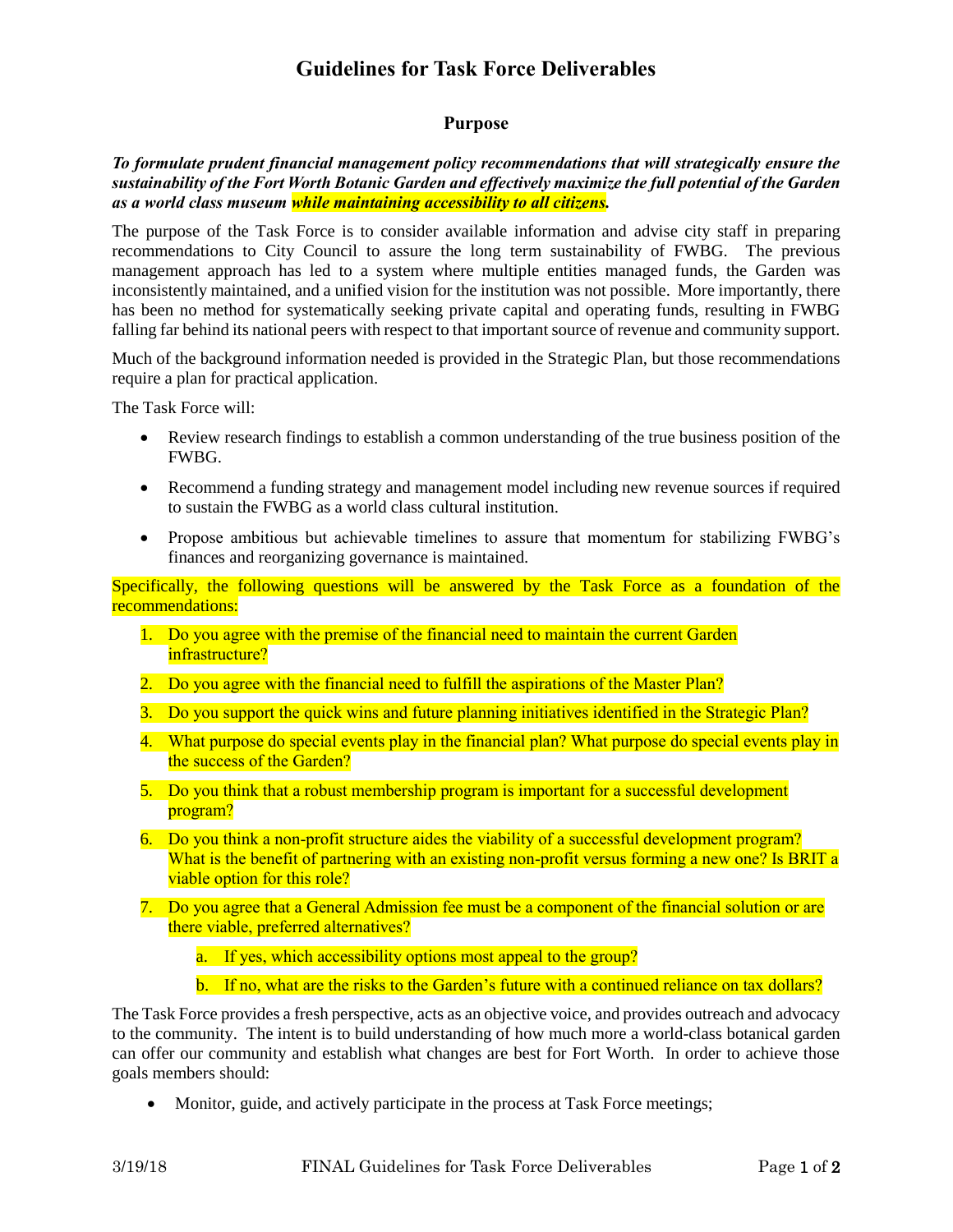# Guidelines for Task Force Deliverables

## Purpose

***To formulate prudent financial management policy recommendations that will strategically ensure the sustainability of the Fort Worth Botanic Garden and effectively maximize the full potential of the Garden as a world class museum while maintaining accessibility to all citizens.***

The purpose of the Task Force is to consider available information and advise city staff in preparing recommendations to City Council to assure the long term sustainability of FWBG. The previous management approach has led to a system where multiple entities managed funds, the Garden was inconsistently maintained, and a unified vision for the institution was not possible. More importantly, there has been no method for systematically seeking private capital and operating funds, resulting in FWBG falling far behind its national peers with respect to that important source of revenue and community support.

Much of the background information needed is provided in the Strategic Plan, but those recommendations require a plan for practical application.

The Task Force will:

- Review research findings to establish a common understanding of the true business position of the FWBG.
- Recommend a funding strategy and management model including new revenue sources if required to sustain the FWBG as a world class cultural institution.
- Propose ambitious but achievable timelines to assure that momentum for stabilizing FWBG's finances and reorganizing governance is maintained.

Specifically, the following questions will be answered by the Task Force as a foundation of the recommendations:

1. Do you agree with the premise of the financial need to maintain the current Garden infrastructure?
2. Do you agree with the financial need to fulfill the aspirations of the Master Plan?
3. Do you support the quick wins and future planning initiatives identified in the Strategic Plan?
4. What purpose do special events play in the financial plan? What purpose do special events play in the success of the Garden?
5. Do you think that a robust membership program is important for a successful development program?
6. Do you think a non-profit structure aides the viability of a successful development program? What is the benefit of partnering with an existing non-profit versus forming a new one? Is BRIT a viable option for this role?
7. Do you agree that a General Admission fee must be a component of the financial solution or are there viable, preferred alternatives?
    a. If yes, which accessibility options most appeal to the group?
    b. If no, what are the risks to the Garden's future with a continued reliance on tax dollars?

The Task Force provides a fresh perspective, acts as an objective voice, and provides outreach and advocacy to the community. The intent is to build understanding of how much more a world-class botanical garden can offer our community and establish what changes are best for Fort Worth. In order to achieve those goals members should:

- Monitor, guide, and actively participate in the process at Task Force meetings;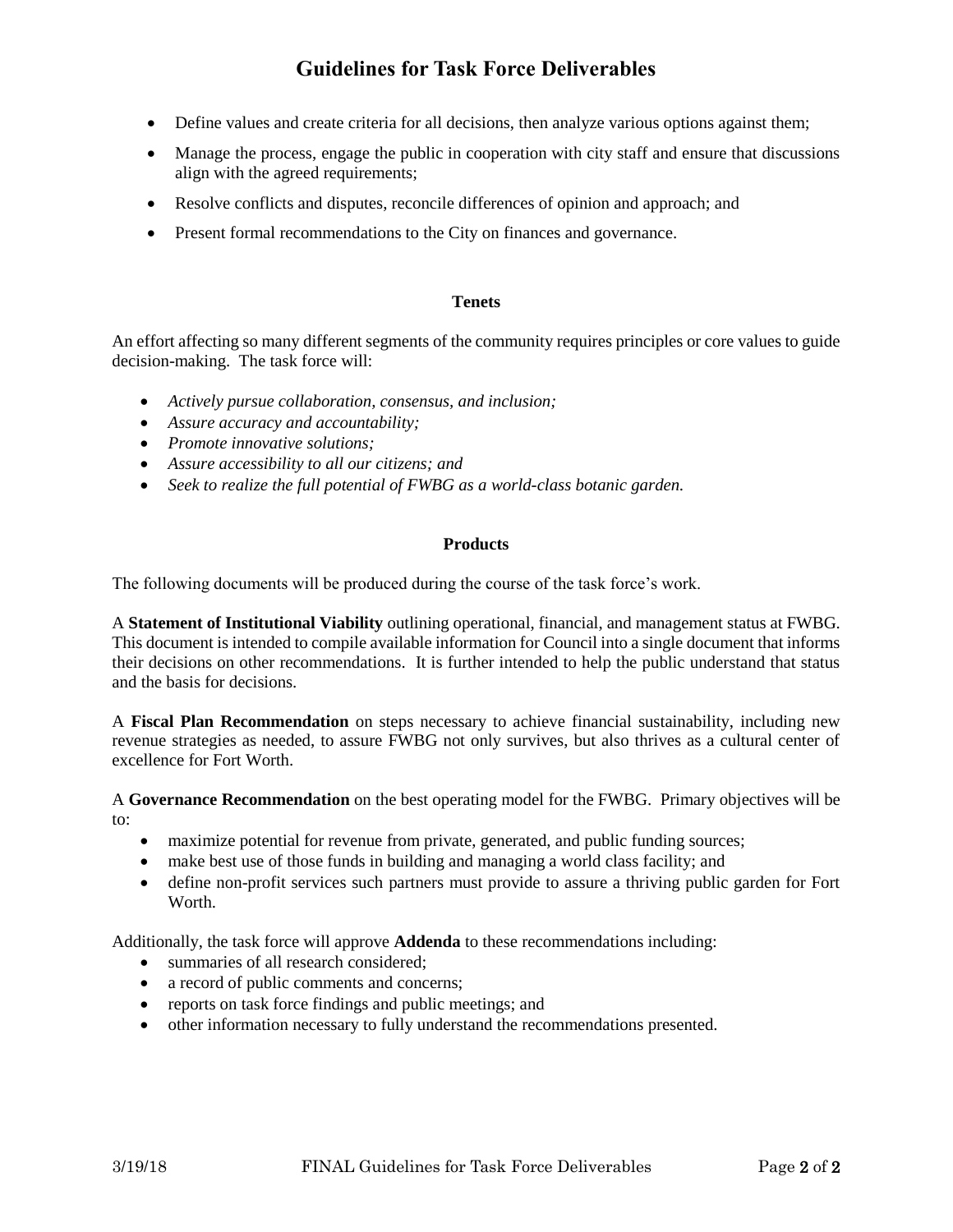# Guidelines for Task Force Deliverables

- Define values and create criteria for all decisions, then analyze various options against them;
- Manage the process, engage the public in cooperation with city staff and ensure that discussions align with the agreed requirements;
- Resolve conflicts and disputes, reconcile differences of opinion and approach; and
- Present formal recommendations to the City on finances and governance.

### Tenets

An effort affecting so many different segments of the community requires principles or core values to guide decision-making. The task force will:

- *Actively pursue collaboration, consensus, and inclusion;*
- *Assure accuracy and accountability;*
- *Promote innovative solutions;*
- *Assure accessibility to all our citizens; and*
- *Seek to realize the full potential of FWBG as a world-class botanic garden.*

### Products

The following documents will be produced during the course of the task force's work.

A **Statement of Institutional Viability** outlining operational, financial, and management status at FWBG. This document is intended to compile available information for Council into a single document that informs their decisions on other recommendations. It is further intended to help the public understand that status and the basis for decisions.

A **Fiscal Plan Recommendation** on steps necessary to achieve financial sustainability, including new revenue strategies as needed, to assure FWBG not only survives, but also thrives as a cultural center of excellence for Fort Worth.

A **Governance Recommendation** on the best operating model for the FWBG. Primary objectives will be to:

- maximize potential for revenue from private, generated, and public funding sources;
- make best use of those funds in building and managing a world class facility; and
- define non-profit services such partners must provide to assure a thriving public garden for Fort Worth.

Additionally, the task force will approve **Addenda** to these recommendations including:

- summaries of all research considered;
- a record of public comments and concerns;
- reports on task force findings and public meetings; and
- other information necessary to fully understand the recommendations presented.